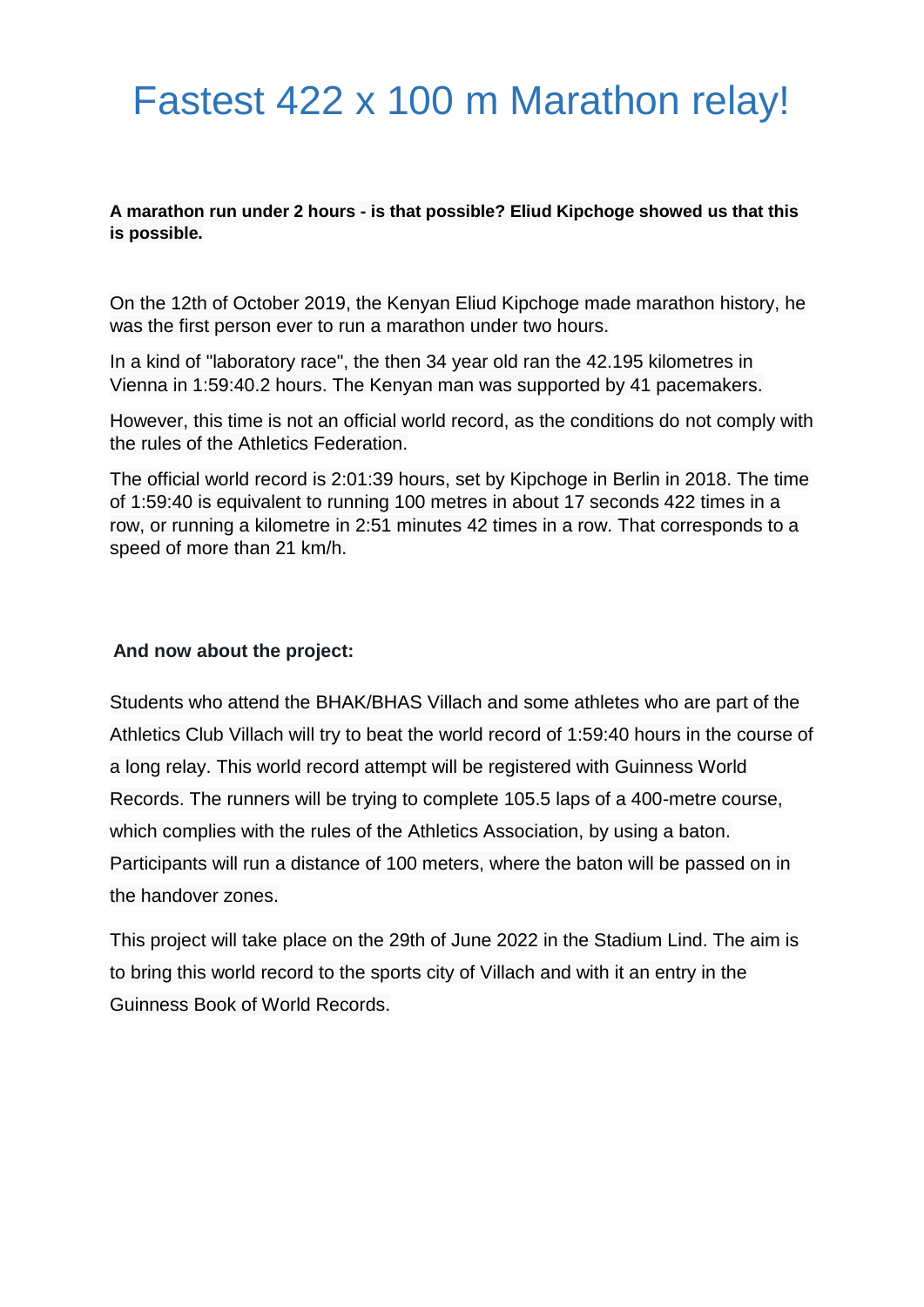# Fastest 422 x 100 m Marathon relay!

**A marathon run under 2 hours - is that possible? Eliud Kipchoge showed us that this is possible.**

On the 12th of October 2019, the Kenyan Eliud Kipchoge made marathon history, he was the first person ever to run a marathon under two hours.

In a kind of "laboratory race", the then 34 year old ran the 42.195 kilometres in Vienna in 1:59:40.2 hours. The Kenyan man was supported by 41 pacemakers.

However, this time is not an official world record, as the conditions do not comply with the rules of the Athletics Federation.

The official world record is 2:01:39 hours, set by Kipchoge in Berlin in 2018. The time of 1:59:40 is equivalent to running 100 metres in about 17 seconds 422 times in a row, or running a kilometre in 2:51 minutes 42 times in a row. That corresponds to a speed of more than 21 km/h.

**And now about the project:**

Students who attend the BHAK/BHAS Villach and some athletes who are part of the Athletics Club Villach will try to beat the world record of 1:59:40 hours in the course of a long relay. This world record attempt will be registered with Guinness World Records. The runners will be trying to complete 105.5 laps of a 400-metre course, which complies with the rules of the Athletics Association, by using a baton. Participants will run a distance of 100 meters, where the baton will be passed on in the handover zones.

This project will take place on the 29th of June 2022 in the Stadium Lind. The aim is to bring this world record to the sports city of Villach and with it an entry in the Guinness Book of World Records.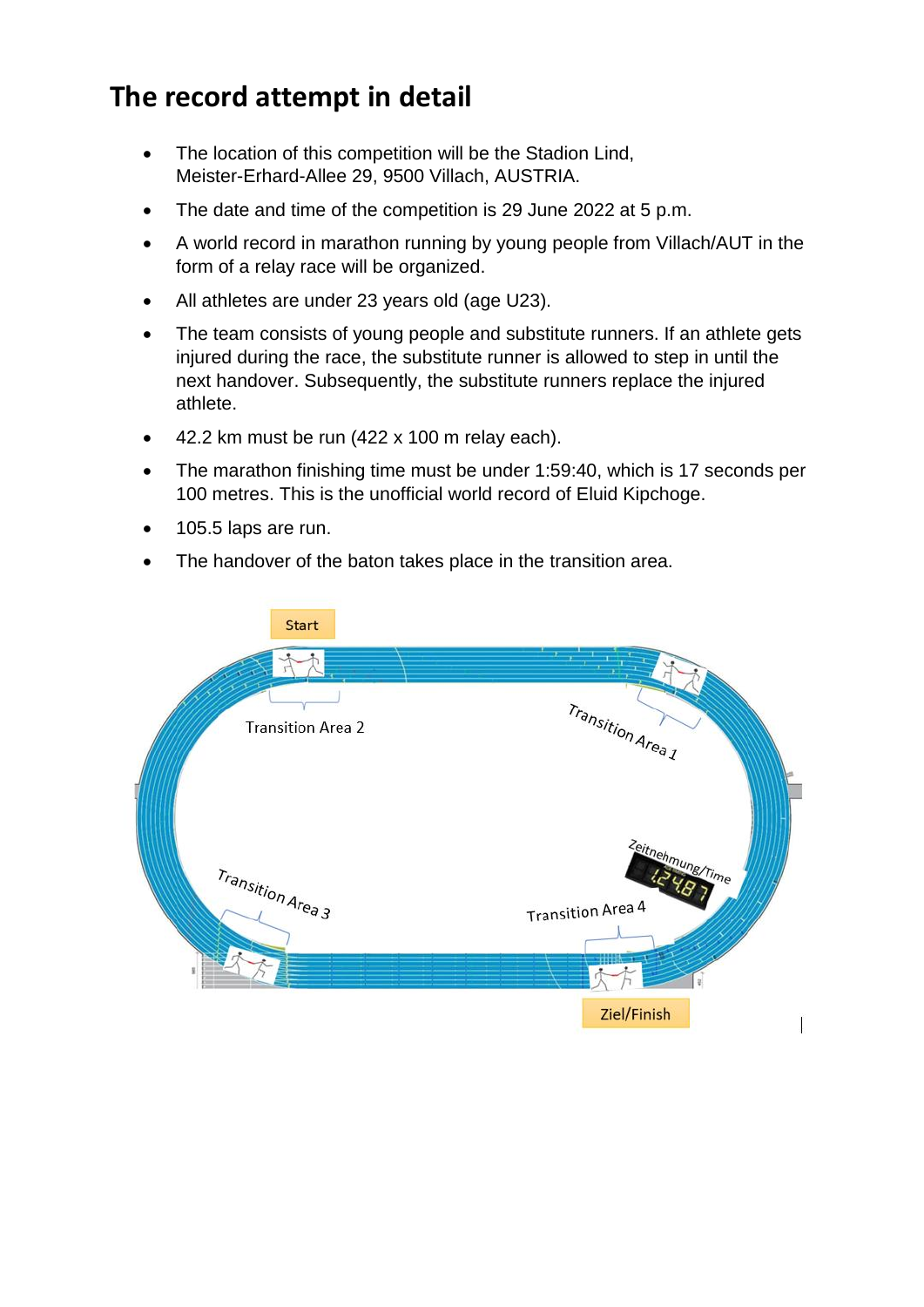# The record attempt in detail

- The location of this competition will be the Stadion Lind, Meister-Erhard-Allee 29, 9500 Villach, AUSTRIA.
- The date and time of the competition is 29 June 2022 at 5 p.m.
- A world record in marathon running by young people from Villach/AUT in the form of a relay race will be organized.
- All athletes are under 23 years old (age U23).
- The team consists of young people and substitute runners. If an athlete gets injured during the race, the substitute runner is allowed to step in until the next handover. Subsequently, the substitute runners replace the injured athlete.
- 42.2 km must be run (422 x 100 m relay each).
- The marathon finishing time must be under 1:59:40, which is 17 seconds per 100 metres. This is the unofficial world record of Eluid Kipchoge.
- 105.5 laps are run.
- The handover of the baton takes place in the transition area.

Start

Transition Area 2

Transition Area 1

Zeitnehmung/Time

Transition Area 3

Transition Area 4

Ziel/Finish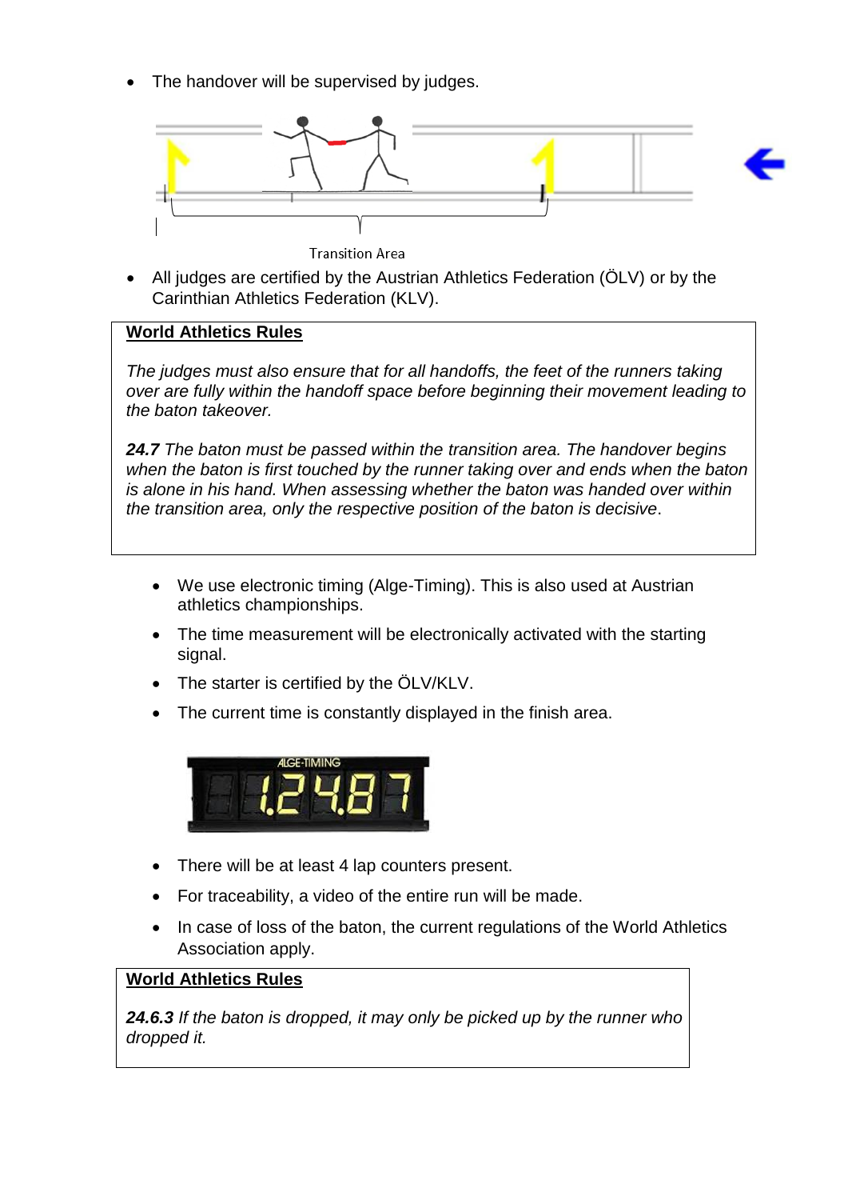- The handover will be supervised by judges.

Transition Area

- All judges are certified by the Austrian Athletics Federation (ÖLV) or by the Carinthian Athletics Federation (KLV).

**World Athletics Rules**

*The judges must also ensure that for all handoffs, the feet of the runners taking over are fully within the handoff space before beginning their movement leading to the baton takeover.*

***24.7** The baton must be passed within the transition area. The handover begins when the baton is first touched by the runner taking over and ends when the baton is alone in his hand. When assessing whether the baton was handed over within the transition area, only the respective position of the baton is decisive*.

- We use electronic timing (Alge-Timing). This is also used at Austrian athletics championships.
- The time measurement will be electronically activated with the starting signal.
- The starter is certified by the ÖLV/KLV.
- The current time is constantly displayed in the finish area.

ALGE-TIMING

1.24.87

- There will be at least 4 lap counters present.
- For traceability, a video of the entire run will be made.
- In case of loss of the baton, the current regulations of the World Athletics Association apply.

**World Athletics Rules**

***24.6.3** If the baton is dropped, it may only be picked up by the runner who dropped it.*